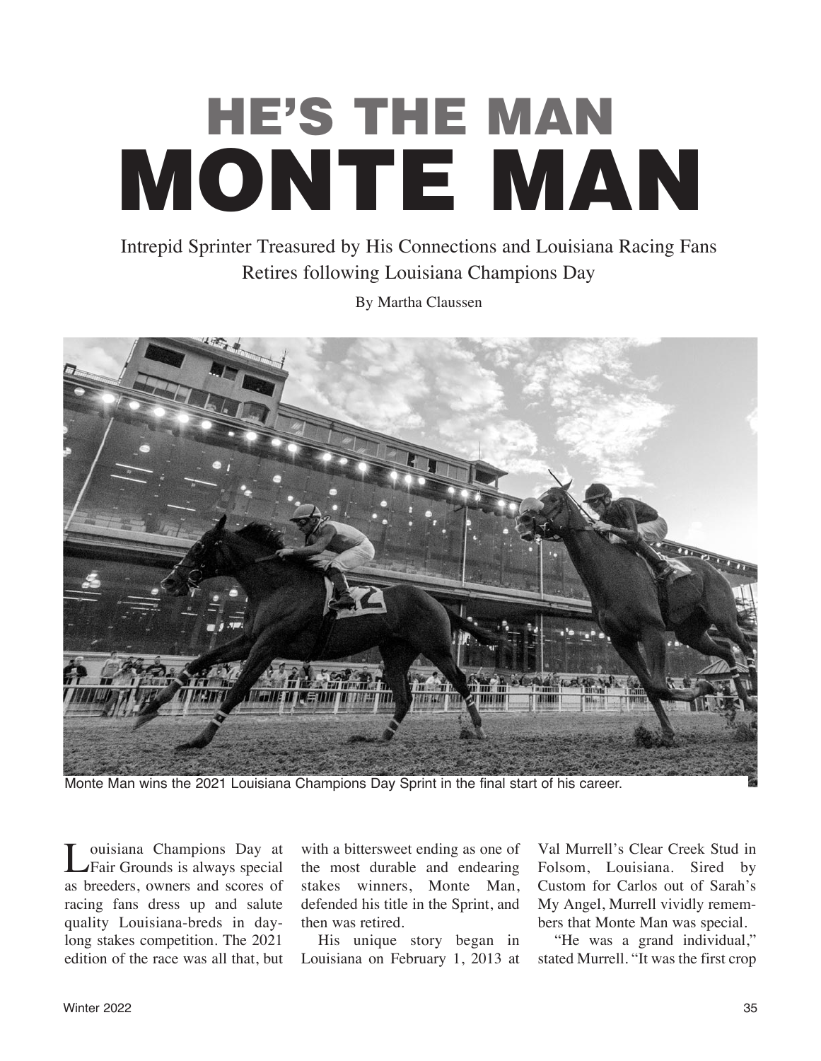# HE'S THE MAN
# MONTE MAN

Intrepid Sprinter Treasured by His Connections and Louisiana Racing Fans Retires following Louisiana Champions Day

By Martha Claussen

Monte Man wins the 2021 Louisiana Champions Day Sprint in the final start of his career.

Louisiana Champions Day at Fair Grounds is always special as breeders, owners and scores of racing fans dress up and salute quality Louisiana-breds in day-long stakes competition. The 2021 edition of the race was all that, but with a bittersweet ending as one of the most durable and endearing stakes winners, Monte Man, defended his title in the Sprint, and then was retired.

His unique story began in Louisiana on February 1, 2013 at Val Murrell's Clear Creek Stud in Folsom, Louisiana. Sired by Custom for Carlos out of Sarah's My Angel, Murrell vividly remembers that Monte Man was special.

"He was a grand individual," stated Murrell. "It was the first crop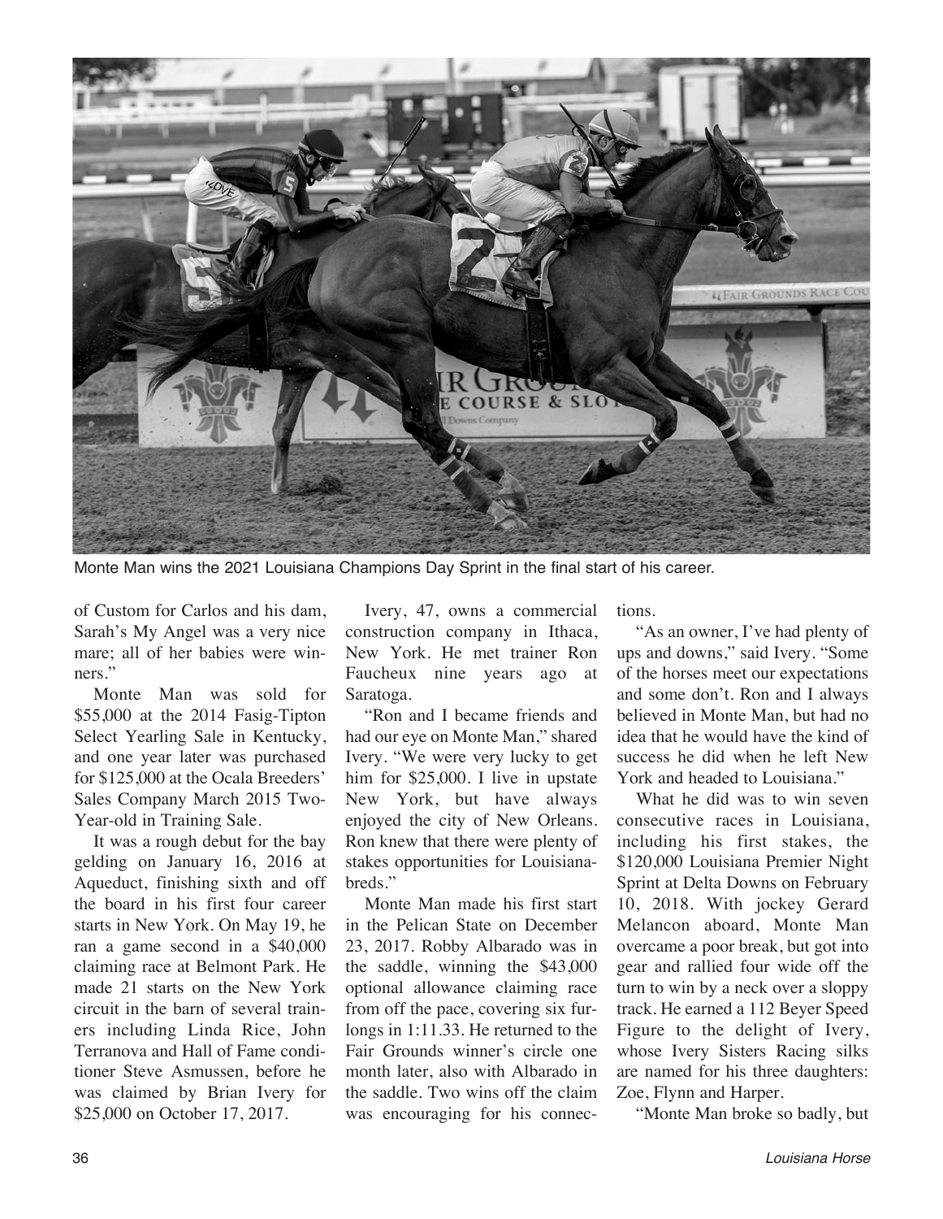Monte Man wins the 2021 Louisiana Champions Day Sprint in the final start of his career.

of Custom for Carlos and his dam, Sarah's My Angel was a very nice mare; all of her babies were winners."

Monte Man was sold for $55,000 at the 2014 Fasig-Tipton Select Yearling Sale in Kentucky, and one year later was purchased for $125,000 at the Ocala Breeders' Sales Company March 2015 Two-Year-old in Training Sale.

It was a rough debut for the bay gelding on January 16, 2016 at Aqueduct, finishing sixth and off the board in his first four career starts in New York. On May 19, he ran a game second in a $40,000 claiming race at Belmont Park. He made 21 starts on the New York circuit in the barn of several trainers including Linda Rice, John Terranova and Hall of Fame conditioner Steve Asmussen, before he was claimed by Brian Ivery for $25,000 on October 17, 2017.

Ivery, 47, owns a commercial construction company in Ithaca, New York. He met trainer Ron Faucheux nine years ago at Saratoga.

"Ron and I became friends and had our eye on Monte Man," shared Ivery. "We were very lucky to get him for $25,000. I live in upstate New York, but have always enjoyed the city of New Orleans. Ron knew that there were plenty of stakes opportunities for Louisiana-breds."

Monte Man made his first start in the Pelican State on December 23, 2017. Robby Albarado was in the saddle, winning the $43,000 optional allowance claiming race from off the pace, covering six furlongs in 1:11.33. He returned to the Fair Grounds winner's circle one month later, also with Albarado in the saddle. Two wins off the claim was encouraging for his connections.

"As an owner, I've had plenty of ups and downs," said Ivery. "Some of the horses meet our expectations and some don't. Ron and I always believed in Monte Man, but had no idea that he would have the kind of success he did when he left New York and headed to Louisiana."

What he did was to win seven consecutive races in Louisiana, including his first stakes, the $120,000 Louisiana Premier Night Sprint at Delta Downs on February 10, 2018. With jockey Gerard Melancon aboard, Monte Man overcame a poor break, but got into gear and rallied four wide off the turn to win by a neck over a sloppy track. He earned a 112 Beyer Speed Figure to the delight of Ivery, whose Ivery Sisters Racing silks are named for his three daughters: Zoe, Flynn and Harper.

"Monte Man broke so badly, but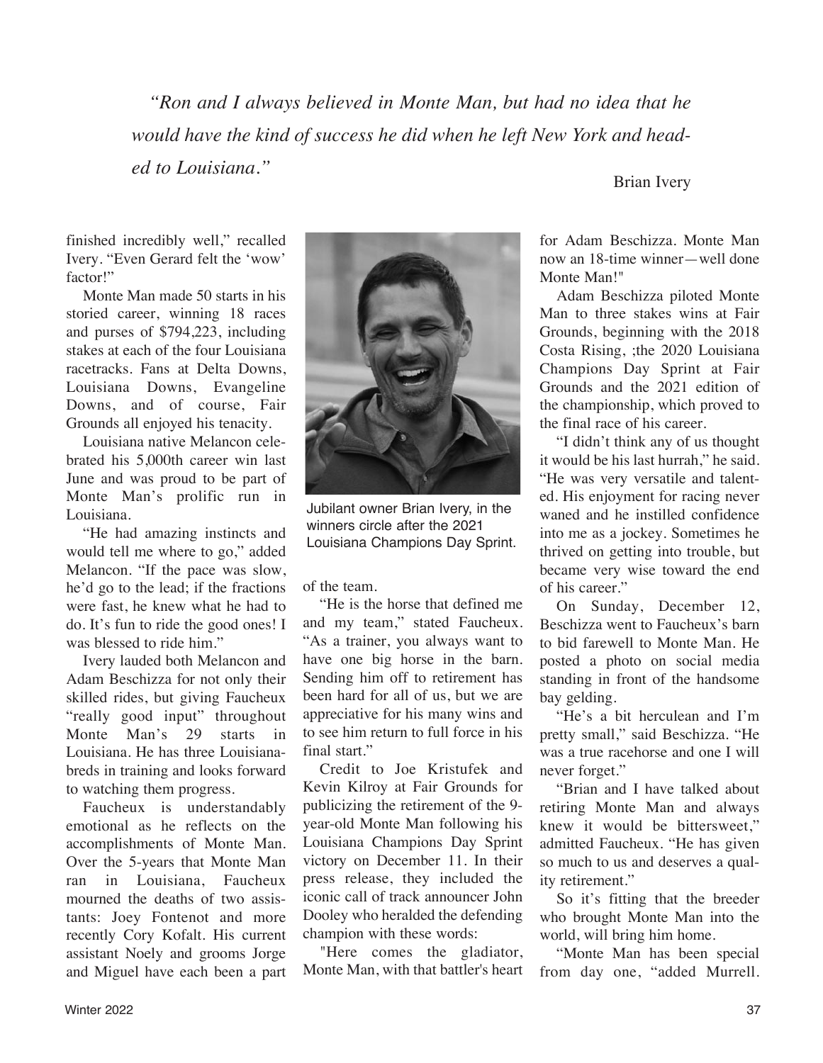*"Ron and I always believed in Monte Man, but had no idea that he would have the kind of success he did when he left New York and headed to Louisiana."*

Brian Ivery

finished incredibly well," recalled Ivery. "Even Gerard felt the 'wow' factor!"

Monte Man made 50 starts in his storied career, winning 18 races and purses of $794,223, including stakes at each of the four Louisiana racetracks. Fans at Delta Downs, Louisiana Downs, Evangeline Downs, and of course, Fair Grounds all enjoyed his tenacity.

Louisiana native Melancon celebrated his 5,000th career win last June and was proud to be part of Monte Man's prolific run in Louisiana.

"He had amazing instincts and would tell me where to go," added Melancon. "If the pace was slow, he'd go to the lead; if the fractions were fast, he knew what he had to do. It's fun to ride the good ones! I was blessed to ride him."

Ivery lauded both Melancon and Adam Beschizza for not only their skilled rides, but giving Faucheux "really good input" throughout Monte Man's 29 starts in Louisiana. He has three Louisiana-breds in training and looks forward to watching them progress.

Faucheux is understandably emotional as he reflects on the accomplishments of Monte Man. Over the 5-years that Monte Man ran in Louisiana, Faucheux mourned the deaths of two assistants: Joey Fontenot and more recently Cory Kofalt. His current assistant Noely and grooms Jorge and Miguel have each been a part of the team.

Jubilant owner Brian Ivery, in the winners circle after the 2021 Louisiana Champions Day Sprint.

"He is the horse that defined me and my team," stated Faucheux. "As a trainer, you always want to have one big horse in the barn. Sending him off to retirement has been hard for all of us, but we are appreciative for his many wins and to see him return to full force in his final start."

Credit to Joe Kristufek and Kevin Kilroy at Fair Grounds for publicizing the retirement of the 9-year-old Monte Man following his Louisiana Champions Day Sprint victory on December 11. In their press release, they included the iconic call of track announcer John Dooley who heralded the defending champion with these words:

"Here comes the gladiator, Monte Man, with that battler's heart for Adam Beschizza. Monte Man now an 18-time winner—well done Monte Man!"

Adam Beschizza piloted Monte Man to three stakes wins at Fair Grounds, beginning with the 2018 Costa Rising, ;the 2020 Louisiana Champions Day Sprint at Fair Grounds and the 2021 edition of the championship, which proved to the final race of his career.

"I didn't think any of us thought it would be his last hurrah," he said. "He was very versatile and talented. His enjoyment for racing never waned and he instilled confidence into me as a jockey. Sometimes he thrived on getting into trouble, but became very wise toward the end of his career."

On Sunday, December 12, Beschizza went to Faucheux's barn to bid farewell to Monte Man. He posted a photo on social media standing in front of the handsome bay gelding.

"He's a bit herculean and I'm pretty small," said Beschizza. "He was a true racehorse and one I will never forget."

"Brian and I have talked about retiring Monte Man and always knew it would be bittersweet," admitted Faucheux. "He has given so much to us and deserves a quality retirement."

So it's fitting that the breeder who brought Monte Man into the world, will bring him home.

"Monte Man has been special from day one, "added Murrell.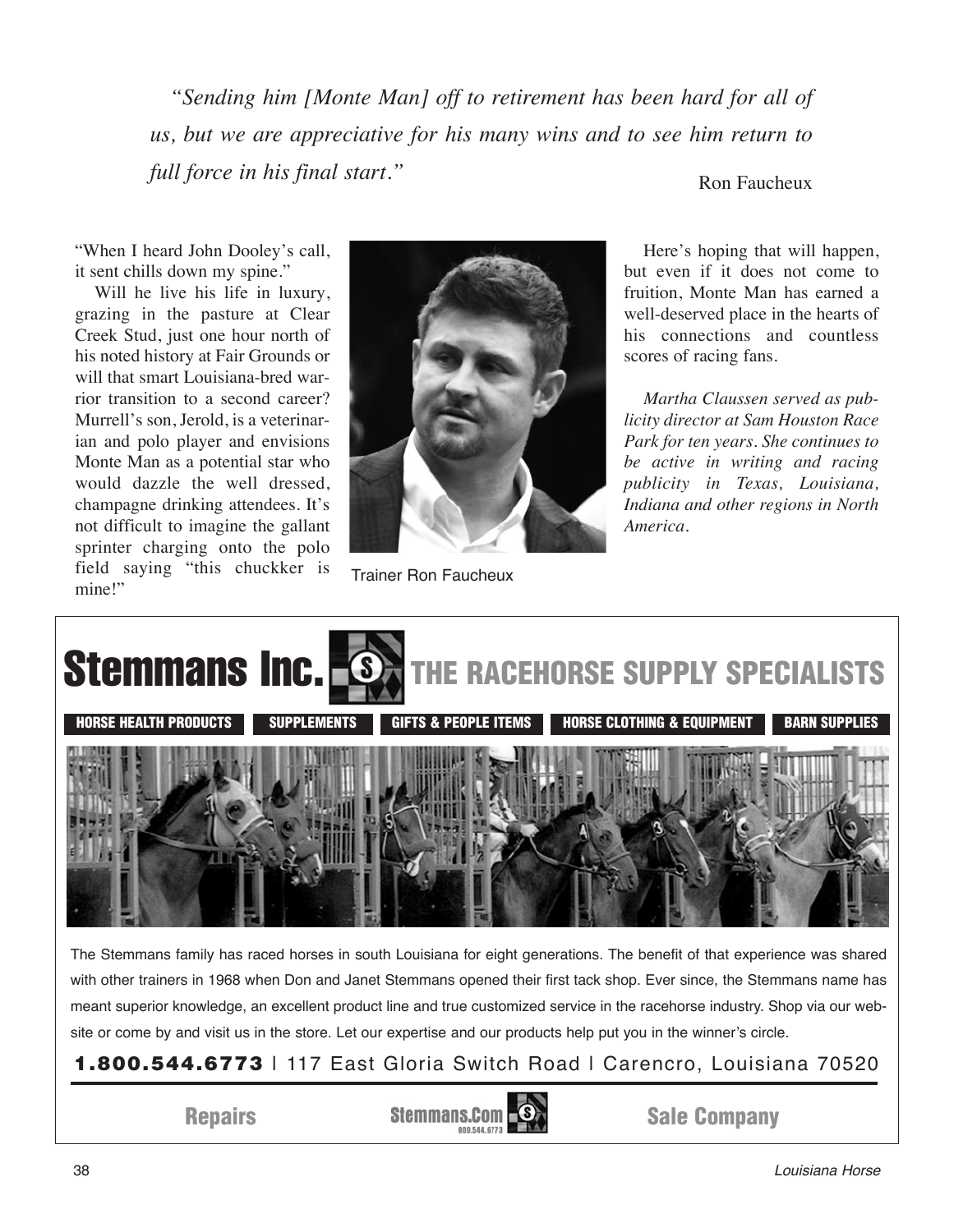*"Sending him [Monte Man] off to retirement has been hard for all of us, but we are appreciative for his many wins and to see him return to full force in his final start."*

Ron Faucheux

"When I heard John Dooley's call, it sent chills down my spine."

Will he live his life in luxury, grazing in the pasture at Clear Creek Stud, just one hour north of his noted history at Fair Grounds or will that smart Louisiana-bred warrior transition to a second career? Murrell's son, Jerold, is a veterinarian and polo player and envisions Monte Man as a potential star who would dazzle the well dressed, champagne drinking attendees. It's not difficult to imagine the gallant sprinter charging onto the polo field saying "this chuckker is mine!"

Trainer Ron Faucheux

Here's hoping that will happen, but even if it does not come to fruition, Monte Man has earned a well-deserved place in the hearts of his connections and countless scores of racing fans.

*Martha Claussen served as publicity director at Sam Houston Race Park for ten years. She continues to be active in writing and racing publicity in Texas, Louisiana, Indiana and other regions in North America.*

# Stemmans Inc. THE RACEHORSE SUPPLY SPECIALISTS

**HORSE HEALTH PRODUCTS** | **SUPPLEMENTS** | **GIFTS & PEOPLE ITEMS** | **HORSE CLOTHING & EQUIPMENT** | **BARN SUPPLIES**

The Stemmans family has raced horses in south Louisiana for eight generations. The benefit of that experience was shared with other trainers in 1968 when Don and Janet Stemmans opened their first tack shop. Ever since, the Stemmans name has meant superior knowledge, an excellent product line and true customized service in the racehorse industry. Shop via our website or come by and visit us in the store. Let our expertise and our products help put you in the winner's circle.

**1.800.544.6773** | 117 East Gloria Switch Road | Carencro, Louisiana 70520

**Repairs** **Stemmans.Com** 800.544.6773 **Sale Company**